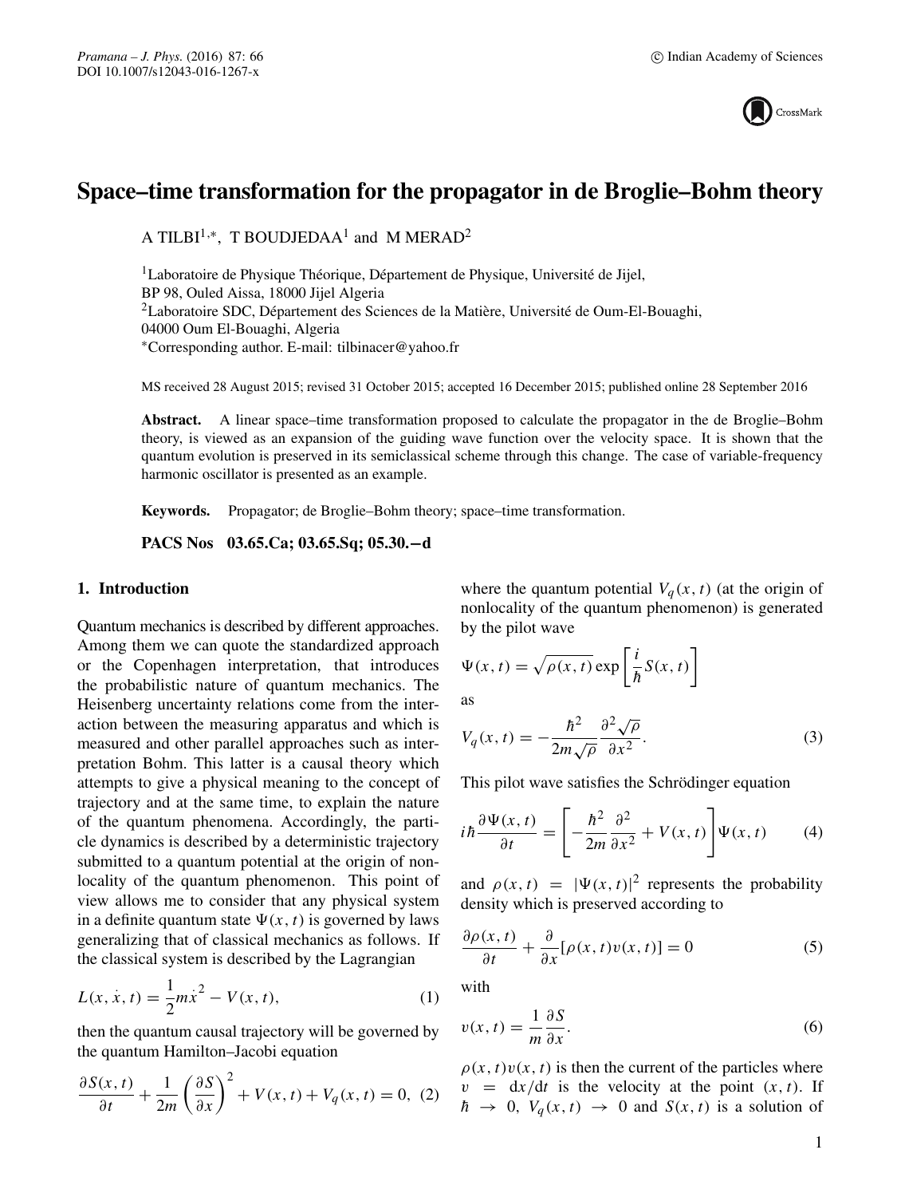# Space–time transformation for the propagator in de Broglie–Bohm theory

A TILBI[1,*], T BOUDJEDAA[1] and M MERAD[2]

[1]Laboratoire de Physique Théorique, Département de Physique, Université de Jijel, BP 98, Ouled Aissa, 18000 Jijel Algeria

[2]Laboratoire SDC, Département des Sciences de la Matière, Université de Oum-El-Bouaghi, 04000 Oum El-Bouaghi, Algeria

*Corresponding author. E-mail: tilbinacer@yahoo.fr

MS received 28 August 2015; revised 31 October 2015; accepted 16 December 2015; published online 28 September 2016

**Abstract.** A linear space–time transformation proposed to calculate the propagator in the de Broglie–Bohm theory, is viewed as an expansion of the guiding wave function over the velocity space. It is shown that the quantum evolution is preserved in its semiclassical scheme through this change. The case of variable-frequency harmonic oscillator is presented as an example.

**Keywords.** Propagator; de Broglie–Bohm theory; space–time transformation.

**PACS Nos** 03.65.Ca; 03.65.Sq; 05.30.−d

## 1. Introduction

Quantum mechanics is described by different approaches. Among them we can quote the standardized approach or the Copenhagen interpretation, that introduces the probabilistic nature of quantum mechanics. The Heisenberg uncertainty relations come from the interaction between the measuring apparatus and which is measured and other parallel approaches such as interpretation Bohm. This latter is a causal theory which attempts to give a physical meaning to the concept of trajectory and at the same time, to explain the nature of the quantum phenomena. Accordingly, the particle dynamics is described by a deterministic trajectory submitted to a quantum potential at the origin of nonlocality of the quantum phenomenon. This point of view allows me to consider that any physical system in a definite quantum state $\Psi(x, t)$ is governed by laws generalizing that of classical mechanics as follows. If the classical system is described by the Lagrangian

$$L(x, \dot{x}, t) = \frac{1}{2}m\dot{x}^2 - V(x, t), \tag{1}$$

then the quantum causal trajectory will be governed by the quantum Hamilton–Jacobi equation

$$\frac{\partial S(x, t)}{\partial t} + \frac{1}{2m}\left(\frac{\partial S}{\partial x}\right)^2 + V(x, t) + V_q(x, t) = 0, \tag{2}$$

where the quantum potential $V_q(x, t)$ (at the origin of nonlocality of the quantum phenomenon) is generated by the pilot wave

$$\Psi(x, t) = \sqrt{\rho(x, t)}\exp\left[\frac{i}{\hbar}S(x, t)\right]$$

as

$$V_q(x, t) = -\frac{\hbar^2}{2m\sqrt{\rho}}\frac{\partial^2\sqrt{\rho}}{\partial x^2}. \tag{3}$$

This pilot wave satisfies the Schrödinger equation

$$i\hbar\frac{\partial\Psi(x, t)}{\partial t} = \left[-\frac{\hbar^2}{2m}\frac{\partial^2}{\partial x^2} + V(x, t)\right]\Psi(x, t) \tag{4}$$

and $\rho(x, t) = |\Psi(x, t)|^2$ represents the probability density which is preserved according to

$$\frac{\partial\rho(x, t)}{\partial t} + \frac{\partial}{\partial x}[\rho(x, t)v(x, t)] = 0 \tag{5}$$

with

$$v(x, t) = \frac{1}{m}\frac{\partial S}{\partial x}. \tag{6}$$

$\rho(x, t)v(x, t)$ is then the current of the particles where $v = \mathrm{d}x/\mathrm{d}t$ is the velocity at the point $(x, t)$. If $\hbar \to 0$, $V_q(x, t) \to 0$ and $S(x, t)$ is a solution of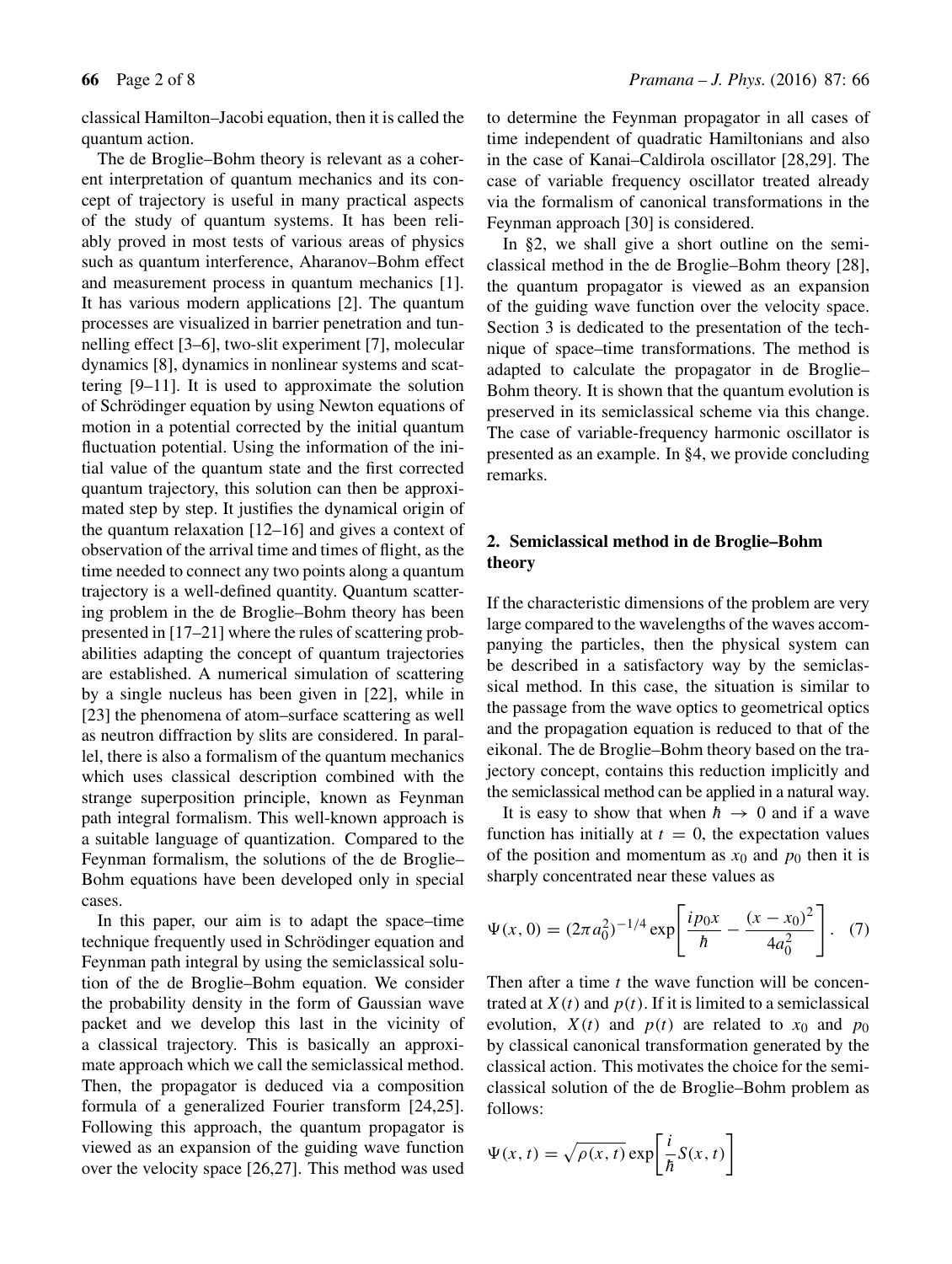classical Hamilton–Jacobi equation, then it is called the quantum action.

The de Broglie–Bohm theory is relevant as a coherent interpretation of quantum mechanics and its concept of trajectory is useful in many practical aspects of the study of quantum systems. It has been reliably proved in most tests of various areas of physics such as quantum interference, Aharanov–Bohm effect and measurement process in quantum mechanics [1]. It has various modern applications [2]. The quantum processes are visualized in barrier penetration and tunnelling effect [3–6], two-slit experiment [7], molecular dynamics [8], dynamics in nonlinear systems and scattering [9–11]. It is used to approximate the solution of Schrödinger equation by using Newton equations of motion in a potential corrected by the initial quantum fluctuation potential. Using the information of the initial value of the quantum state and the first corrected quantum trajectory, this solution can then be approximated step by step. It justifies the dynamical origin of the quantum relaxation [12–16] and gives a context of observation of the arrival time and times of flight, as the time needed to connect any two points along a quantum trajectory is a well-defined quantity. Quantum scattering problem in the de Broglie–Bohm theory has been presented in [17–21] where the rules of scattering probabilities adapting the concept of quantum trajectories are established. A numerical simulation of scattering by a single nucleus has been given in [22], while in [23] the phenomena of atom–surface scattering as well as neutron diffraction by slits are considered. In parallel, there is also a formalism of the quantum mechanics which uses classical description combined with the strange superposition principle, known as Feynman path integral formalism. This well-known approach is a suitable language of quantization. Compared to the Feynman formalism, the solutions of the de Broglie–Bohm equations have been developed only in special cases.

In this paper, our aim is to adapt the space–time technique frequently used in Schrödinger equation and Feynman path integral by using the semiclassical solution of the de Broglie–Bohm equation. We consider the probability density in the form of Gaussian wave packet and we develop this last in the vicinity of a classical trajectory. This is basically an approximate approach which we call the semiclassical method. Then, the propagator is deduced via a composition formula of a generalized Fourier transform [24,25]. Following this approach, the quantum propagator is viewed as an expansion of the guiding wave function over the velocity space [26,27]. This method was used to determine the Feynman propagator in all cases of time independent of quadratic Hamiltonians and also in the case of Kanai–Caldirola oscillator [28,29]. The case of variable frequency oscillator treated already via the formalism of canonical transformations in the Feynman approach [30] is considered.

In §2, we shall give a short outline on the semiclassical method in the de Broglie–Bohm theory [28], the quantum propagator is viewed as an expansion of the guiding wave function over the velocity space. Section 3 is dedicated to the presentation of the technique of space–time transformations. The method is adapted to calculate the propagator in de Broglie–Bohm theory. It is shown that the quantum evolution is preserved in its semiclassical scheme via this change. The case of variable-frequency harmonic oscillator is presented as an example. In §4, we provide concluding remarks.

## 2. Semiclassical method in de Broglie–Bohm theory

If the characteristic dimensions of the problem are very large compared to the wavelengths of the waves accompanying the particles, then the physical system can be described in a satisfactory way by the semiclassical method. In this case, the situation is similar to the passage from the wave optics to geometrical optics and the propagation equation is reduced to that of the eikonal. The de Broglie–Bohm theory based on the trajectory concept, contains this reduction implicitly and the semiclassical method can be applied in a natural way.

It is easy to show that when $\hbar \to 0$ and if a wave function has initially at $t = 0$, the expectation values of the position and momentum as $x_0$ and $p_0$ then it is sharply concentrated near these values as

$$\Psi(x, 0) = (2\pi a_0^2)^{-1/4} \exp\left[\frac{ip_0 x}{\hbar} - \frac{(x - x_0)^2}{4a_0^2}\right]. \quad (7)$$

Then after a time $t$ the wave function will be concentrated at $X(t)$ and $p(t)$. If it is limited to a semiclassical evolution, $X(t)$ and $p(t)$ are related to $x_0$ and $p_0$ by classical canonical transformation generated by the classical action. This motivates the choice for the semiclassical solution of the de Broglie–Bohm problem as follows:

$$\Psi(x, t) = \sqrt{\rho(x, t)} \exp\left[\frac{i}{\hbar} S(x, t)\right]$$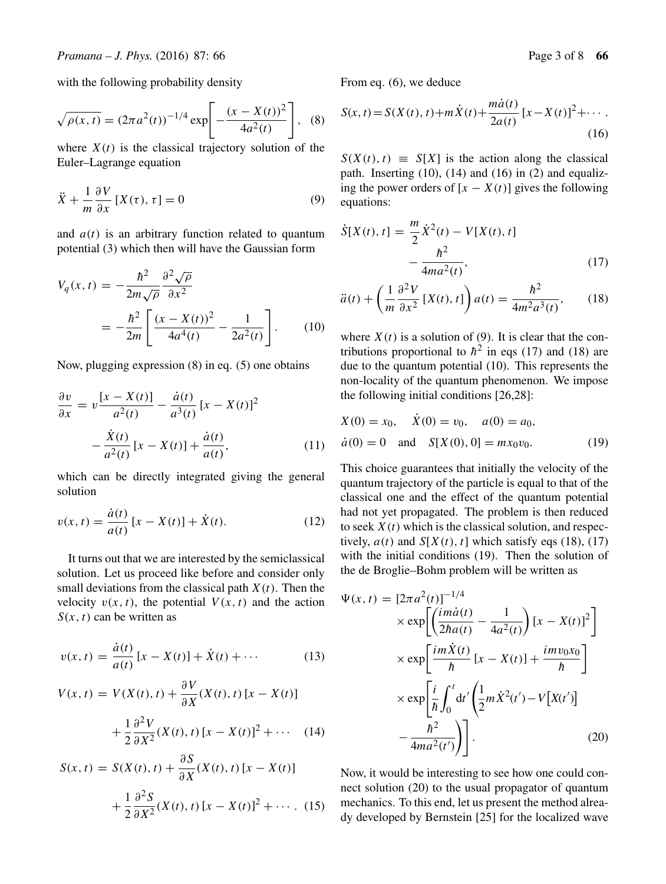with the following probability density

$$\sqrt{\rho(x,t)} = (2\pi a^2(t))^{-1/4} \exp\left[-\frac{(x - X(t))^2}{4a^2(t)}\right], \quad (8)$$

where $X(t)$ is the classical trajectory solution of the Euler–Lagrange equation

$$\ddot{X} + \frac{1}{m}\frac{\partial V}{\partial x}[X(\tau), \tau] = 0 \quad (9)$$

and $a(t)$ is an arbitrary function related to quantum potential (3) which then will have the Gaussian form

$$V_q(x,t) = -\frac{\hbar^2}{2m\sqrt{\rho}}\frac{\partial^2\sqrt{\rho}}{\partial x^2} = -\frac{\hbar^2}{2m}\left[\frac{(x - X(t))^2}{4a^4(t)} - \frac{1}{2a^2(t)}\right]. \quad (10)$$

Now, plugging expression (8) in eq. (5) one obtains

$$\frac{\partial v}{\partial x} = v\frac{[x - X(t)]}{a^2(t)} - \frac{\dot{a}(t)}{a^3(t)}[x - X(t)]^2 - \frac{\dot{X}(t)}{a^2(t)}[x - X(t)] + \frac{\dot{a}(t)}{a(t)}, \quad (11)$$

which can be directly integrated giving the general solution

$$v(x,t) = \frac{\dot{a}(t)}{a(t)}[x - X(t)] + \dot{X}(t). \quad (12)$$

It turns out that we are interested by the semiclassical solution. Let us proceed like before and consider only small deviations from the classical path $X(t)$. Then the velocity $v(x,t)$, the potential $V(x,t)$ and the action $S(x,t)$ can be written as

$$v(x,t) = \frac{\dot{a}(t)}{a(t)}[x - X(t)] + \dot{X}(t) + \cdots \quad (13)$$

$$V(x,t) = V(X(t),t) + \frac{\partial V}{\partial X}(X(t),t)[x - X(t)] + \frac{1}{2}\frac{\partial^2 V}{\partial X^2}(X(t),t)[x - X(t)]^2 + \cdots \quad (14)$$

$$S(x,t) = S(X(t),t) + \frac{\partial S}{\partial X}(X(t),t)[x - X(t)] + \frac{1}{2}\frac{\partial^2 S}{\partial X^2}(X(t),t)[x - X(t)]^2 + \cdots. \quad (15)$$

From eq. (6), we deduce

$$S(x,t) = S(X(t),t) + m\dot{X}(t) + \frac{m\dot{a}(t)}{2a(t)}[x - X(t)]^2 + \cdots. \quad (16)$$

$S(X(t),t) \equiv S[X]$ is the action along the classical path. Inserting (10), (14) and (16) in (2) and equalizing the power orders of $[x - X(t)]$ gives the following equations:

$$\dot{S}[X(t),t] = \frac{m}{2}\dot{X}^2(t) - V[X(t),t] - \frac{\hbar^2}{4ma^2(t)}, \quad (17)$$

$$\ddot{a}(t) + \left(\frac{1}{m}\frac{\partial^2 V}{\partial x^2}[X(t),t]\right)a(t) = \frac{\hbar^2}{4m^2a^3(t)}, \quad (18)$$

where $X(t)$ is a solution of (9). It is clear that the contributions proportional to $\hbar^2$ in eqs (17) and (18) are due to the quantum potential (10). This represents the non-locality of the quantum phenomenon. We impose the following initial conditions [26,28]:

$$X(0) = x_0, \quad \dot{X}(0) = v_0, \quad a(0) = a_0,$$
$$\dot{a}(0) = 0 \quad \text{and} \quad S[X(0),0] = mx_0v_0. \quad (19)$$

This choice guarantees that initially the velocity of the quantum trajectory of the particle is equal to that of the classical one and the effect of the quantum potential had not yet propagated. The problem is then reduced to seek $X(t)$ which is the classical solution, and respectively, $a(t)$ and $S[X(t),t]$ which satisfy eqs (18), (17) with the initial conditions (19). Then the solution of the de Broglie–Bohm problem will be written as

$$\Psi(x,t) = [2\pi a^2(t)]^{-1/4} \times \exp\left[\left(\frac{im\dot{a}(t)}{2\hbar a(t)} - \frac{1}{4a^2(t)}\right)[x - X(t)]^2\right] \times \exp\left[\frac{im\dot{X}(t)}{\hbar}[x - X(t)] + \frac{imv_0x_0}{\hbar}\right] \times \exp\left[\frac{i}{\hbar}\int_0^t \mathrm{d}t'\left(\frac{1}{2}m\dot{X}^2(t') - V[X(t')] - \frac{\hbar^2}{4ma^2(t')}\right)\right]. \quad (20)$$

Now, it would be interesting to see how one could connect solution (20) to the usual propagator of quantum mechanics. To this end, let us present the method already developed by Bernstein [25] for the localized wave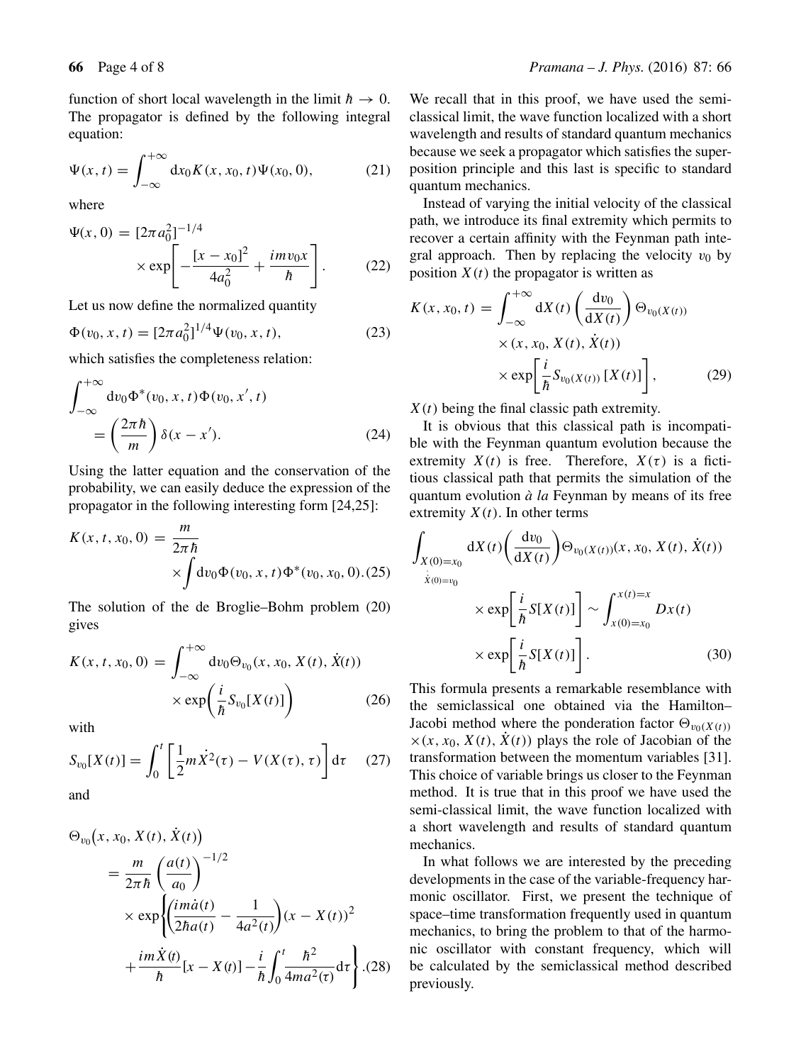function of short local wavelength in the limit $\hbar \to 0$. The propagator is defined by the following integral equation:

$$\Psi(x,t) = \int_{-\infty}^{+\infty} \mathrm{d}x_0 K(x, x_0, t)\Psi(x_0, 0), \tag{21}$$

where

$$\Psi(x,0) = [2\pi a_0^2]^{-1/4} \times \exp\left[-\frac{[x-x_0]^2}{4a_0^2} + \frac{imv_0 x}{\hbar}\right]. \tag{22}$$

Let us now define the normalized quantity

$$\Phi(v_0, x, t) = [2\pi a_0^2]^{1/4}\Psi(v_0, x, t), \tag{23}$$

which satisfies the completeness relation:

$$\int_{-\infty}^{+\infty} \mathrm{d}v_0 \Phi^*(v_0, x, t)\Phi(v_0, x', t) = \left(\frac{2\pi\hbar}{m}\right)\delta(x - x'). \tag{24}$$

Using the latter equation and the conservation of the probability, we can easily deduce the expression of the propagator in the following interesting form [24,25]:

$$K(x, t, x_0, 0) = \frac{m}{2\pi\hbar} \times \int \mathrm{d}v_0 \Phi(v_0, x, t)\Phi^*(v_0, x_0, 0). \tag{25}$$

The solution of the de Broglie–Bohm problem (20) gives

$$K(x, t, x_0, 0) = \int_{-\infty}^{+\infty} \mathrm{d}v_0 \Theta_{v_0}(x, x_0, X(t), \dot{X}(t)) \times \exp\left(\frac{i}{\hbar} S_{v_0}[X(t)]\right) \tag{26}$$

with

$$S_{v_0}[X(t)] = \int_0^t \left[\frac{1}{2}m\dot{X}^2(\tau) - V(X(\tau), \tau)\right]\mathrm{d}\tau \tag{27}$$

and

$$\Theta_{v_0}\big(x, x_0, X(t), \dot{X}(t)\big) = \frac{m}{2\pi\hbar}\left(\frac{a(t)}{a_0}\right)^{-1/2} \times \exp\left\{\left(\frac{im\dot{a}(t)}{2\hbar a(t)} - \frac{1}{4a^2(t)}\right)(x - X(t))^2 + \frac{im\dot{X}(t)}{\hbar}[x - X(t)] - \frac{i}{\hbar}\int_0^t \frac{\hbar^2}{4ma^2(\tau)}\mathrm{d}\tau\right\}. \tag{28}$$

We recall that in this proof, we have used the semiclassical limit, the wave function localized with a short wavelength and results of standard quantum mechanics because we seek a propagator which satisfies the superposition principle and this last is specific to standard quantum mechanics.

Instead of varying the initial velocity of the classical path, we introduce its final extremity which permits to recover a certain affinity with the Feynman path integral approach. Then by replacing the velocity $v_0$ by position $X(t)$ the propagator is written as

$$K(x, x_0, t) = \int_{-\infty}^{+\infty} \mathrm{d}X(t)\left(\frac{\mathrm{d}v_0}{\mathrm{d}X(t)}\right)\Theta_{v_0(X(t))} \times (x, x_0, X(t), \dot{X}(t)) \times \exp\left[\frac{i}{\hbar}S_{v_0(X(t))}[X(t)]\right], \tag{29}$$

$X(t)$ being the final classic path extremity.

It is obvious that this classical path is incompatible with the Feynman quantum evolution because the extremity $X(t)$ is free. Therefore, $X(\tau)$ is a fictitious classical path that permits the simulation of the quantum evolution *à la* Feynman by means of its free extremity $X(t)$. In other terms

$$\int_{\substack{X(0)=x_0\\ \dot{X}(0)=v_0}} \mathrm{d}X(t)\left(\frac{\mathrm{d}v_0}{\mathrm{d}X(t)}\right)\Theta_{v_0(X(t))}(x, x_0, X(t), \dot{X}(t)) \times \exp\left[\frac{i}{\hbar}S[X(t)]\right] \sim \int_{x(0)=x_0}^{x(t)=x} Dx(t) \times \exp\left[\frac{i}{\hbar}S[X(t)]\right]. \tag{30}$$

This formula presents a remarkable resemblance with the semiclassical one obtained via the Hamilton–Jacobi method where the ponderation factor $\Theta_{v_0(X(t))} \times (x, x_0, X(t), \dot{X}(t))$ plays the role of Jacobian of the transformation between the momentum variables [31]. This choice of variable brings us closer to the Feynman method. It is true that in this proof we have used the semi-classical limit, the wave function localized with a short wavelength and results of standard quantum mechanics.

In what follows we are interested by the preceding developments in the case of the variable-frequency harmonic oscillator. First, we present the technique of space–time transformation frequently used in quantum mechanics, to bring the problem to that of the harmonic oscillator with constant frequency, which will be calculated by the semiclassical method described previously.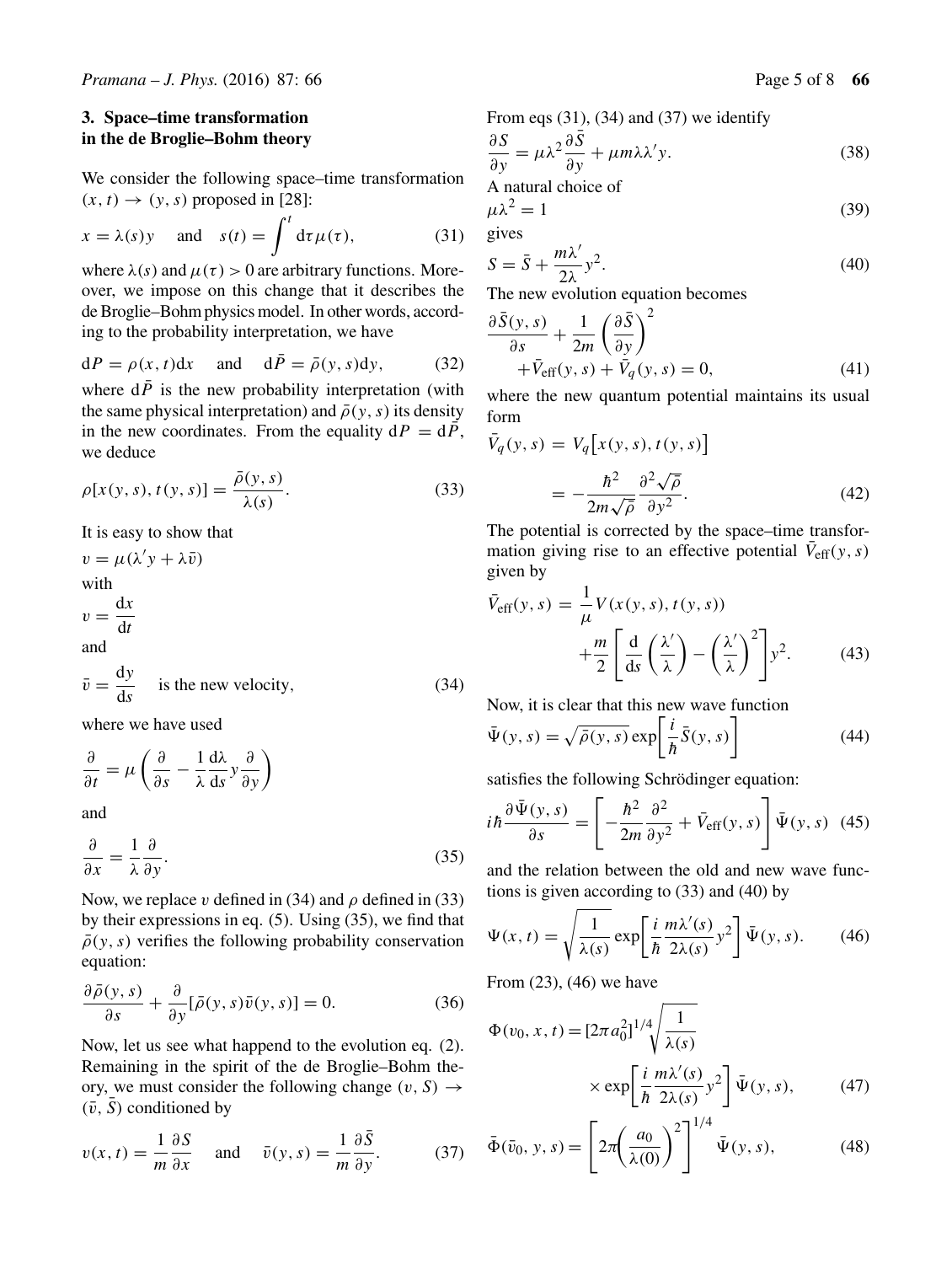## 3. Space–time transformation in the de Broglie–Bohm theory

We consider the following space–time transformation $(x, t) \to (y, s)$ proposed in [28]:

$$x = \lambda(s)y \quad \text{and} \quad s(t) = \int^t \mathrm{d}\tau \mu(\tau), \tag{31}$$

where $\lambda(s)$ and $\mu(\tau) > 0$ are arbitrary functions. Moreover, we impose on this change that it describes the de Broglie–Bohm physics model. In other words, according to the probability interpretation, we have

$$\mathrm{d}P = \rho(x, t)\mathrm{d}x \quad \text{and} \quad \mathrm{d}\bar{P} = \bar{\rho}(y, s)\mathrm{d}y, \tag{32}$$

where $\mathrm{d}\bar{P}$ is the new probability interpretation (with the same physical interpretation) and $\bar{\rho}(y, s)$ its density in the new coordinates. From the equality $\mathrm{d}P = \mathrm{d}\bar{P}$, we deduce

$$\rho[x(y, s), t(y, s)] = \frac{\bar{\rho}(y, s)}{\lambda(s)}. \tag{33}$$

It is easy to show that

$$v = \mu(\lambda' y + \lambda \bar{v})$$

with

$$v = \frac{\mathrm{d}x}{\mathrm{d}t}$$

and

$$\bar{v} = \frac{\mathrm{d}y}{\mathrm{d}s} \quad \text{is the new velocity}, \tag{34}$$

where we have used

$$\frac{\partial}{\partial t} = \mu\left(\frac{\partial}{\partial s} - \frac{1}{\lambda}\frac{\mathrm{d}\lambda}{\mathrm{d}s} y \frac{\partial}{\partial y}\right)$$

and

$$\frac{\partial}{\partial x} = \frac{1}{\lambda}\frac{\partial}{\partial y}. \tag{35}$$

Now, we replace $v$ defined in (34) and $\rho$ defined in (33) by their expressions in eq. (5). Using (35), we find that $\bar{\rho}(y, s)$ verifies the following probability conservation equation:

$$\frac{\partial \bar{\rho}(y, s)}{\partial s} + \frac{\partial}{\partial y}[\bar{\rho}(y, s)\bar{v}(y, s)] = 0. \tag{36}$$

Now, let us see what happend to the evolution eq. (2). Remaining in the spirit of the de Broglie–Bohm theory, we must consider the following change $(v, S) \to (\bar{v}, \bar{S})$ conditioned by

$$v(x, t) = \frac{1}{m}\frac{\partial S}{\partial x} \quad \text{and} \quad \bar{v}(y, s) = \frac{1}{m}\frac{\partial \bar{S}}{\partial y}. \tag{37}$$

From eqs (31), (34) and (37) we identify

$$\frac{\partial S}{\partial y} = \mu\lambda^2 \frac{\partial \bar{S}}{\partial y} + \mu m \lambda \lambda' y. \tag{38}$$

A natural choice of

$$\mu\lambda^2 = 1 \tag{39}$$

gives

$$S = \bar{S} + \frac{m\lambda'}{2\lambda} y^2. \tag{40}$$

The new evolution equation becomes

$$\frac{\partial \bar{S}(y, s)}{\partial s} + \frac{1}{2m}\left(\frac{\partial \bar{S}}{\partial y}\right)^2 + \bar{V}_{\mathrm{eff}}(y, s) + \bar{V}_q(y, s) = 0, \tag{41}$$

where the new quantum potential maintains its usual form

$$\bar{V}_q(y, s) = V_q\big[x(y, s), t(y, s)\big] = -\frac{\hbar^2}{2m\sqrt{\bar{\rho}}}\frac{\partial^2 \sqrt{\bar{\rho}}}{\partial y^2}. \tag{42}$$

The potential is corrected by the space–time transformation giving rise to an effective potential $\bar{V}_{\mathrm{eff}}(y, s)$ given by

$$\bar{V}_{\mathrm{eff}}(y, s) = \frac{1}{\mu} V(x(y, s), t(y, s)) + \frac{m}{2}\left[\frac{\mathrm{d}}{\mathrm{d}s}\left(\frac{\lambda'}{\lambda}\right) - \left(\frac{\lambda'}{\lambda}\right)^2\right] y^2. \tag{43}$$

Now, it is clear that this new wave function

$$\bar{\Psi}(y, s) = \sqrt{\bar{\rho}(y, s)} \exp\left[\frac{i}{\hbar}\bar{S}(y, s)\right] \tag{44}$$

satisfies the following Schrödinger equation:

$$i\hbar \frac{\partial \bar{\Psi}(y, s)}{\partial s} = \left[-\frac{\hbar^2}{2m}\frac{\partial^2}{\partial y^2} + \bar{V}_{\mathrm{eff}}(y, s)\right]\bar{\Psi}(y, s) \tag{45}$$

and the relation between the old and new wave functions is given according to (33) and (40) by

$$\Psi(x, t) = \sqrt{\frac{1}{\lambda(s)}} \exp\left[\frac{i}{\hbar}\frac{m\lambda'(s)}{2\lambda(s)} y^2\right] \bar{\Psi}(y, s). \tag{46}$$

From (23), (46) we have

$$\Phi(v_0, x, t) = [2\pi a_0^2]^{1/4} \sqrt{\frac{1}{\lambda(s)}} \times \exp\left[\frac{i}{\hbar}\frac{m\lambda'(s)}{2\lambda(s)} y^2\right] \bar{\Psi}(y, s), \tag{47}$$

$$\bar{\Phi}(\bar{v}_0, y, s) = \left[2\pi\left(\frac{a_0}{\lambda(0)}\right)^2\right]^{1/4} \bar{\Psi}(y, s), \tag{48}$$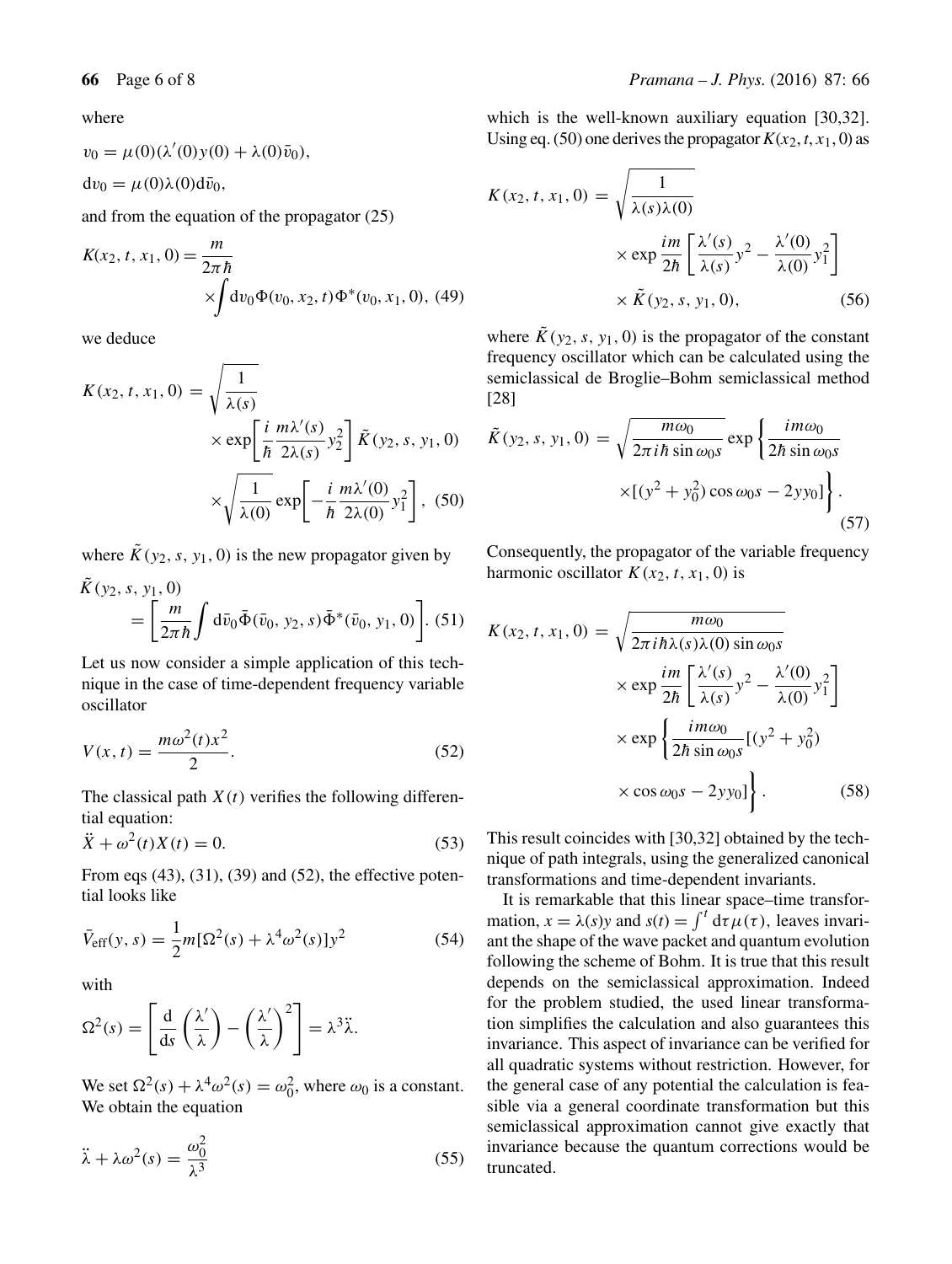where

$$v_0 = \mu(0)(\lambda'(0)y(0) + \lambda(0)\bar{v}_0),$$

$$\mathrm{d}v_0 = \mu(0)\lambda(0)\mathrm{d}\bar{v}_0,$$

and from the equation of the propagator (25)

$$K(x_2, t, x_1, 0) = \frac{m}{2\pi\hbar} \times \int \mathrm{d}v_0 \Phi(v_0, x_2, t)\Phi^*(v_0, x_1, 0), \quad (49)$$

we deduce

$$K(x_2, t, x_1, 0) = \sqrt{\frac{1}{\lambda(s)}} \times \exp\left[\frac{i}{\hbar}\frac{m\lambda'(s)}{2\lambda(s)}y_2^2\right]\tilde{K}(y_2, s, y_1, 0) \times \sqrt{\frac{1}{\lambda(0)}}\exp\left[-\frac{i}{\hbar}\frac{m\lambda'(0)}{2\lambda(0)}y_1^2\right], \quad (50)$$

where $\tilde{K}(y_2, s, y_1, 0)$ is the new propagator given by

$$\tilde{K}(y_2, s, y_1, 0) = \left[\frac{m}{2\pi\hbar}\int \mathrm{d}\bar{v}_0\bar{\Phi}(\bar{v}_0, y_2, s)\bar{\Phi}^*(\bar{v}_0, y_1, 0)\right]. \quad (51)$$

Let us now consider a simple application of this technique in the case of time-dependent frequency variable oscillator

$$V(x, t) = \frac{m\omega^2(t)x^2}{2}. \quad (52)$$

The classical path $X(t)$ verifies the following differential equation:

$$\ddot{X} + \omega^2(t)X(t) = 0. \quad (53)$$

From eqs (43), (31), (39) and (52), the effective potential looks like

$$\bar{V}_{\text{eff}}(y, s) = \frac{1}{2}m[\Omega^2(s) + \lambda^4\omega^2(s)]y^2 \quad (54)$$

with

$$\Omega^2(s) = \left[\frac{\mathrm{d}}{\mathrm{d}s}\left(\frac{\lambda'}{\lambda}\right) - \left(\frac{\lambda'}{\lambda}\right)^2\right] = \lambda^3\ddot{\lambda}.$$

We set $\Omega^2(s) + \lambda^4\omega^2(s) = \omega_0^2$, where $\omega_0$ is a constant. We obtain the equation

$$\ddot{\lambda} + \lambda\omega^2(s) = \frac{\omega_0^2}{\lambda^3} \quad (55)$$

which is the well-known auxiliary equation [30,32]. Using eq. (50) one derives the propagator $K(x_2, t, x_1, 0)$ as

$$K(x_2, t, x_1, 0) = \sqrt{\frac{1}{\lambda(s)\lambda(0)}} \times \exp\frac{im}{2\hbar}\left[\frac{\lambda'(s)}{\lambda(s)}y^2 - \frac{\lambda'(0)}{\lambda(0)}y_1^2\right] \times \tilde{K}(y_2, s, y_1, 0), \quad (56)$$

where $\tilde{K}(y_2, s, y_1, 0)$ is the propagator of the constant frequency oscillator which can be calculated using the semiclassical de Broglie–Bohm semiclassical method [28]

$$\tilde{K}(y_2, s, y_1, 0) = \sqrt{\frac{m\omega_0}{2\pi i\hbar\sin\omega_0 s}}\exp\left\{\frac{im\omega_0}{2\hbar\sin\omega_0 s} \times [(y^2 + y_0^2)\cos\omega_0 s - 2yy_0]\right\}. \quad (57)$$

Consequently, the propagator of the variable frequency harmonic oscillator $K(x_2, t, x_1, 0)$ is

$$K(x_2, t, x_1, 0) = \sqrt{\frac{m\omega_0}{2\pi i\hbar\lambda(s)\lambda(0)\sin\omega_0 s}} \times \exp\frac{im}{2\hbar}\left[\frac{\lambda'(s)}{\lambda(s)}y^2 - \frac{\lambda'(0)}{\lambda(0)}y_1^2\right] \times \exp\left\{\frac{im\omega_0}{2\hbar\sin\omega_0 s}[(y^2 + y_0^2) \times \cos\omega_0 s - 2yy_0]\right\}. \quad (58)$$

This result coincides with [30,32] obtained by the technique of path integrals, using the generalized canonical transformations and time-dependent invariants.

It is remarkable that this linear space–time transformation, $x = \lambda(s)y$ and $s(t) = \int^t \mathrm{d}\tau\mu(\tau)$, leaves invariant the shape of the wave packet and quantum evolution following the scheme of Bohm. It is true that this result depends on the semiclassical approximation. Indeed for the problem studied, the used linear transformation simplifies the calculation and also guarantees this invariance. This aspect of invariance can be verified for all quadratic systems without restriction. However, for the general case of any potential the calculation is feasible via a general coordinate transformation but this semiclassical approximation cannot give exactly that invariance because the quantum corrections would be truncated.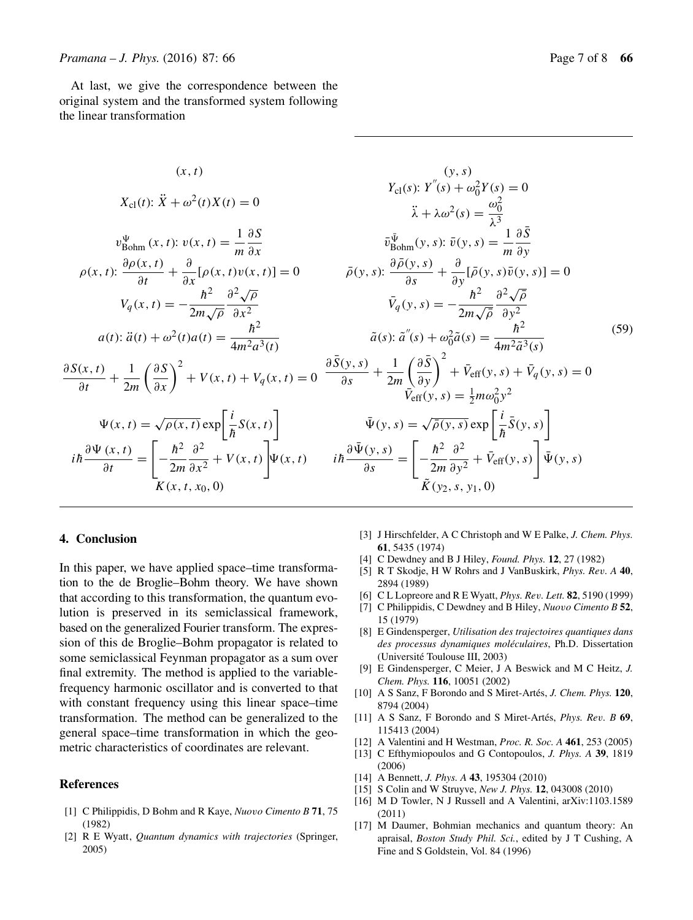At last, we give the correspondence between the original system and the transformed system following the linear transformation

$$
\begin{array}{cc}
(x,t) & (y,s) \\
X_{\mathrm{cl}}(t)\colon \ddot{X} + \omega^2(t)X(t) = 0 & Y_{\mathrm{cl}}(s)\colon Y''(s) + \omega_0^2 Y(s) = 0 \\
 & \ddot{\lambda} + \lambda\omega^2(s) = \dfrac{\omega_0^2}{\lambda^3} \\
v_{\mathrm{Bohm}}^{\Psi}(x,t)\colon v(x,t) = \dfrac{1}{m}\dfrac{\partial S}{\partial x} & \bar{v}_{\mathrm{Bohm}}^{\bar{\Psi}}(y,s)\colon \bar{v}(y,s) = \dfrac{1}{m}\dfrac{\partial \bar{S}}{\partial y} \\
\rho(x,t)\colon \dfrac{\partial \rho(x,t)}{\partial t} + \dfrac{\partial}{\partial x}[\rho(x,t)v(x,t)] = 0 & \bar{\rho}(y,s)\colon \dfrac{\partial \bar{\rho}(y,s)}{\partial s} + \dfrac{\partial}{\partial y}[\bar{\rho}(y,s)\bar{v}(y,s)] = 0 \\
V_q(x,t) = -\dfrac{\hbar^2}{2m\sqrt{\rho}}\dfrac{\partial^2\sqrt{\rho}}{\partial x^2} & \bar{V}_q(y,s) = -\dfrac{\hbar^2}{2m\sqrt{\bar{\rho}}}\dfrac{\partial^2\sqrt{\bar{\rho}}}{\partial y^2} \\
a(t)\colon \ddot{a}(t) + \omega^2(t)a(t) = \dfrac{\hbar^2}{4m^2a^3(t)} & \tilde{a}(s)\colon \tilde{a}''(s) + \omega_0^2\tilde{a}(s) = \dfrac{\hbar^2}{4m^2\tilde{a}^3(s)} \\
\dfrac{\partial S(x,t)}{\partial t} + \dfrac{1}{2m}\left(\dfrac{\partial S}{\partial x}\right)^2 + V(x,t) + V_q(x,t) = 0 & \dfrac{\partial \bar{S}(y,s)}{\partial s} + \dfrac{1}{2m}\left(\dfrac{\partial \bar{S}}{\partial y}\right)^2 + \bar{V}_{\mathrm{eff}}(y,s) + \bar{V}_q(y,s) = 0 \\
 & \bar{V}_{\mathrm{eff}}(y,s) = \frac{1}{2}m\omega_0^2 y^2 \\
\Psi(x,t) = \sqrt{\rho(x,t)}\exp\left[\dfrac{i}{\hbar}S(x,t)\right] & \bar{\Psi}(y,s) = \sqrt{\bar{\rho}(y,s)}\exp\left[\dfrac{i}{\hbar}\bar{S}(y,s)\right] \\
i\hbar\dfrac{\partial \Psi(x,t)}{\partial t} = \left[-\dfrac{\hbar^2}{2m}\dfrac{\partial^2}{\partial x^2} + V(x,t)\right]\Psi(x,t) & i\hbar\dfrac{\partial \bar{\Psi}(y,s)}{\partial s} = \left[-\dfrac{\hbar^2}{2m}\dfrac{\partial^2}{\partial y^2} + \bar{V}_{\mathrm{eff}}(y,s)\right]\bar{\Psi}(y,s) \\
K(x,t,x_0,0) & \tilde{K}(y_2,s,y_1,0)
\end{array}
\tag{59}
$$

## 4. Conclusion

In this paper, we have applied space–time transformation to the de Broglie–Bohm theory. We have shown that according to this transformation, the quantum evolution is preserved in its semiclassical framework, based on the generalized Fourier transform. The expression of this de Broglie–Bohm propagator is related to some semiclassical Feynman propagator as a sum over final extremity. The method is applied to the variable-frequency harmonic oscillator and is converted to that with constant frequency using this linear space–time transformation. The method can be generalized to the general space–time transformation in which the geometric characteristics of coordinates are relevant.

## References

[1] C Philippidis, D Bohm and R Kaye, *Nuovo Cimento B* **71**, 75 (1982)

[2] R E Wyatt, *Quantum dynamics with trajectories* (Springer, 2005)

[3] J Hirschfelder, A C Christoph and W E Palke, *J. Chem. Phys.* **61**, 5435 (1974)

[4] C Dewdney and B J Hiley, *Found. Phys.* **12**, 27 (1982)

[5] R T Skodje, H W Rohrs and J VanBuskirk, *Phys. Rev. A* **40**, 2894 (1989)

[6] C L Lopreore and R E Wyatt, *Phys. Rev. Lett.* **82**, 5190 (1999)

[7] C Philippidis, C Dewdney and B Hiley, *Nuovo Cimento B* **52**, 15 (1979)

[8] E Gindensperger, *Utilisation des trajectoires quantiques dans des processus dynamiques moléculaires*, Ph.D. Dissertation (Université Toulouse III, 2003)

[9] E Gindensperger, C Meier, J A Beswick and M C Heitz, *J. Chem. Phys.* **116**, 10051 (2002)

[10] A S Sanz, F Borondo and S Miret-Artés, *J. Chem. Phys.* **120**, 8794 (2004)

[11] A S Sanz, F Borondo and S Miret-Artés, *Phys. Rev. B* **69**, 115413 (2004)

[12] A Valentini and H Westman, *Proc. R. Soc. A* **461**, 253 (2005)

[13] C Efthymiopoulos and G Contopoulos, *J. Phys. A* **39**, 1819 (2006)

[14] A Bennett, *J. Phys. A* **43**, 195304 (2010)

[15] S Colin and W Struyve, *New J. Phys.* **12**, 043008 (2010)

[16] M D Towler, N J Russell and A Valentini, arXiv:1103.1589 (2011)

[17] M Daumer, Bohmian mechanics and quantum theory: An apraisal, *Boston Study Phil. Sci.*, edited by J T Cushing, A Fine and S Goldstein, Vol. 84 (1996)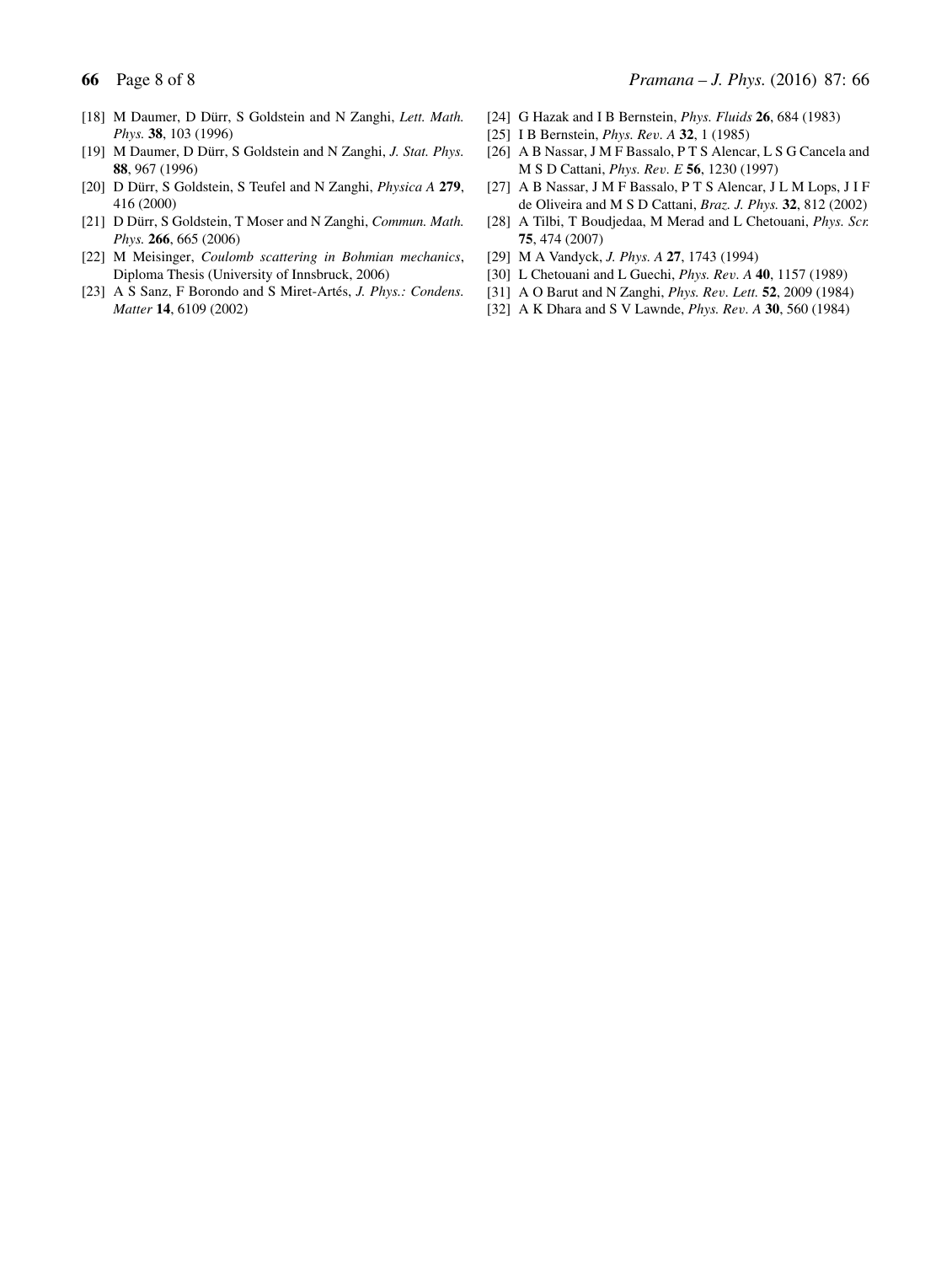[18] M Daumer, D Dürr, S Goldstein and N Zanghi, *Lett. Math. Phys.* **38**, 103 (1996)

[19] M Daumer, D Dürr, S Goldstein and N Zanghi, *J. Stat. Phys.* **88**, 967 (1996)

[20] D Dürr, S Goldstein, S Teufel and N Zanghi, *Physica A* **279**, 416 (2000)

[21] D Dürr, S Goldstein, T Moser and N Zanghi, *Commun. Math. Phys.* **266**, 665 (2006)

[22] M Meisinger, *Coulomb scattering in Bohmian mechanics*, Diploma Thesis (University of Innsbruck, 2006)

[23] A S Sanz, F Borondo and S Miret-Artés, *J. Phys.: Condens. Matter* **14**, 6109 (2002)

[24] G Hazak and I B Bernstein, *Phys. Fluids* **26**, 684 (1983)

[25] I B Bernstein, *Phys. Rev. A* **32**, 1 (1985)

[26] A B Nassar, J M F Bassalo, P T S Alencar, L S G Cancela and M S D Cattani, *Phys. Rev. E* **56**, 1230 (1997)

[27] A B Nassar, J M F Bassalo, P T S Alencar, J L M Lops, J I F de Oliveira and M S D Cattani, *Braz. J. Phys.* **32**, 812 (2002)

[28] A Tilbi, T Boudjedaa, M Merad and L Chetouani, *Phys. Scr.* **75**, 474 (2007)

[29] M A Vandyck, *J. Phys. A* **27**, 1743 (1994)

[30] L Chetouani and L Guechi, *Phys. Rev. A* **40**, 1157 (1989)

[31] A O Barut and N Zanghi, *Phys. Rev. Lett.* **52**, 2009 (1984)

[32] A K Dhara and S V Lawnde, *Phys. Rev. A* **30**, 560 (1984)